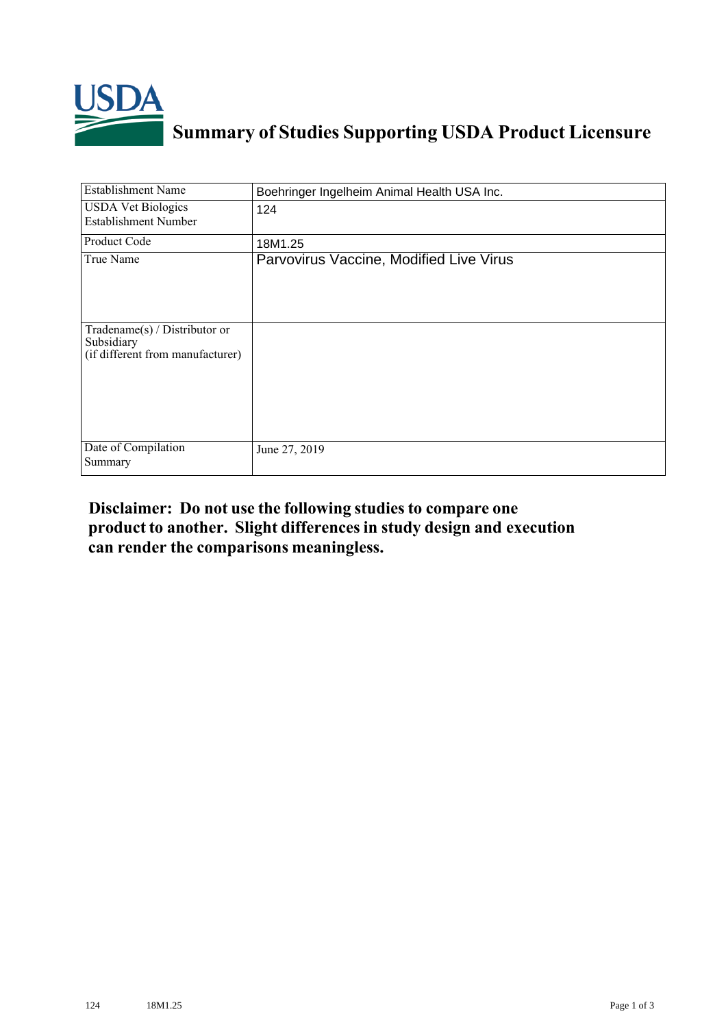# Summary of Studies Supporting USDA Product Licensure

| Establishment Name | Boehringer Ingelheim Animal Health USA Inc. |
|---|---|
| USDA Vet Biologics Establishment Number | 124 |
| Product Code | 18M1.25 |
| True Name | Parvovirus Vaccine, Modified Live Virus |
| Tradename(s) / Distributor or Subsidiary (if different from manufacturer) | |
| Date of Compilation Summary | June 27, 2019 |

**Disclaimer: Do not use the following studies to compare one product to another. Slight differences in study design and execution can render the comparisons meaningless.**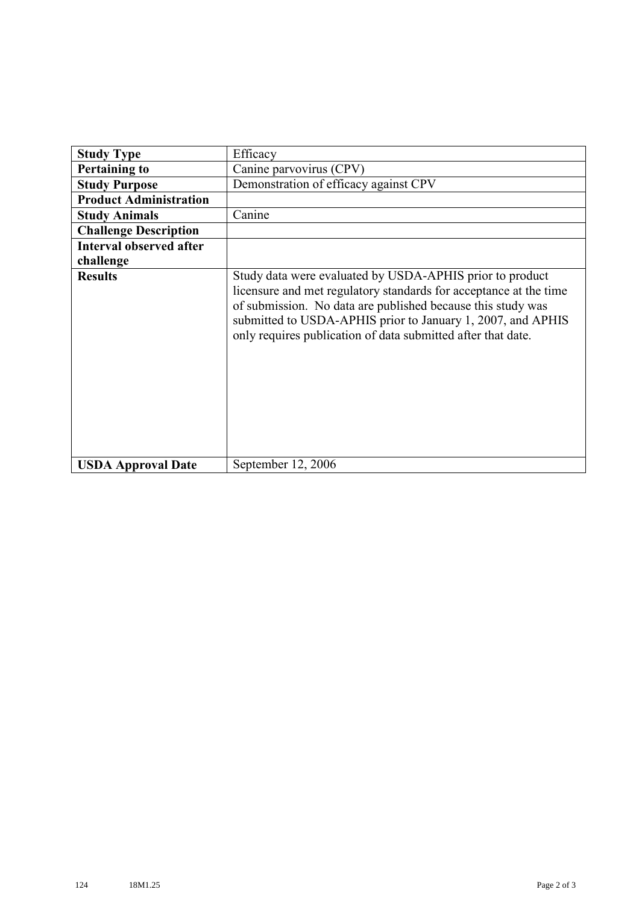| **Study Type** | Efficacy |
| --- | --- |
| **Pertaining to** | Canine parvovirus (CPV) |
| **Study Purpose** | Demonstration of efficacy against CPV |
| **Product Administration** | |
| **Study Animals** | Canine |
| **Challenge Description** | |
| **Interval observed after challenge** | |
| **Results** | Study data were evaluated by USDA-APHIS prior to product licensure and met regulatory standards for acceptance at the time of submission. No data are published because this study was submitted to USDA-APHIS prior to January 1, 2007, and APHIS only requires publication of data submitted after that date. |
| **USDA Approval Date** | September 12, 2006 |

124 18M1.25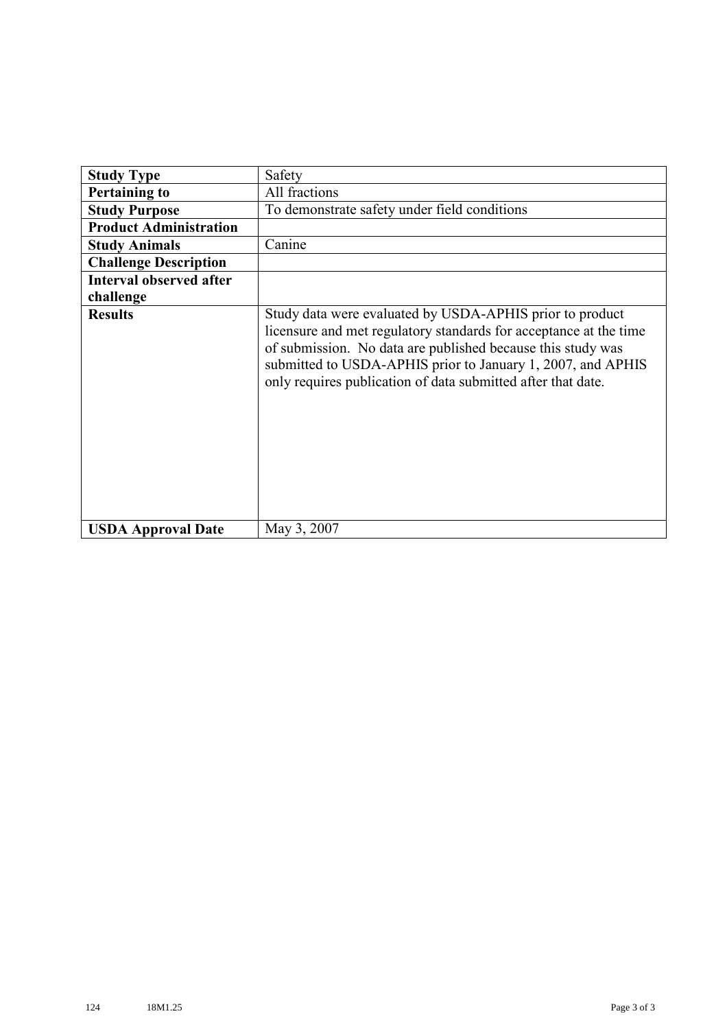| | |
|---|---|
| **Study Type** | Safety |
| **Pertaining to** | All fractions |
| **Study Purpose** | To demonstrate safety under field conditions |
| **Product Administration** | |
| **Study Animals** | Canine |
| **Challenge Description** | |
| **Interval observed after challenge** | |
| **Results** | Study data were evaluated by USDA-APHIS prior to product licensure and met regulatory standards for acceptance at the time of submission. No data are published because this study was submitted to USDA-APHIS prior to January 1, 2007, and APHIS only requires publication of data submitted after that date. |
| **USDA Approval Date** | May 3, 2007 |

124 18M1.25